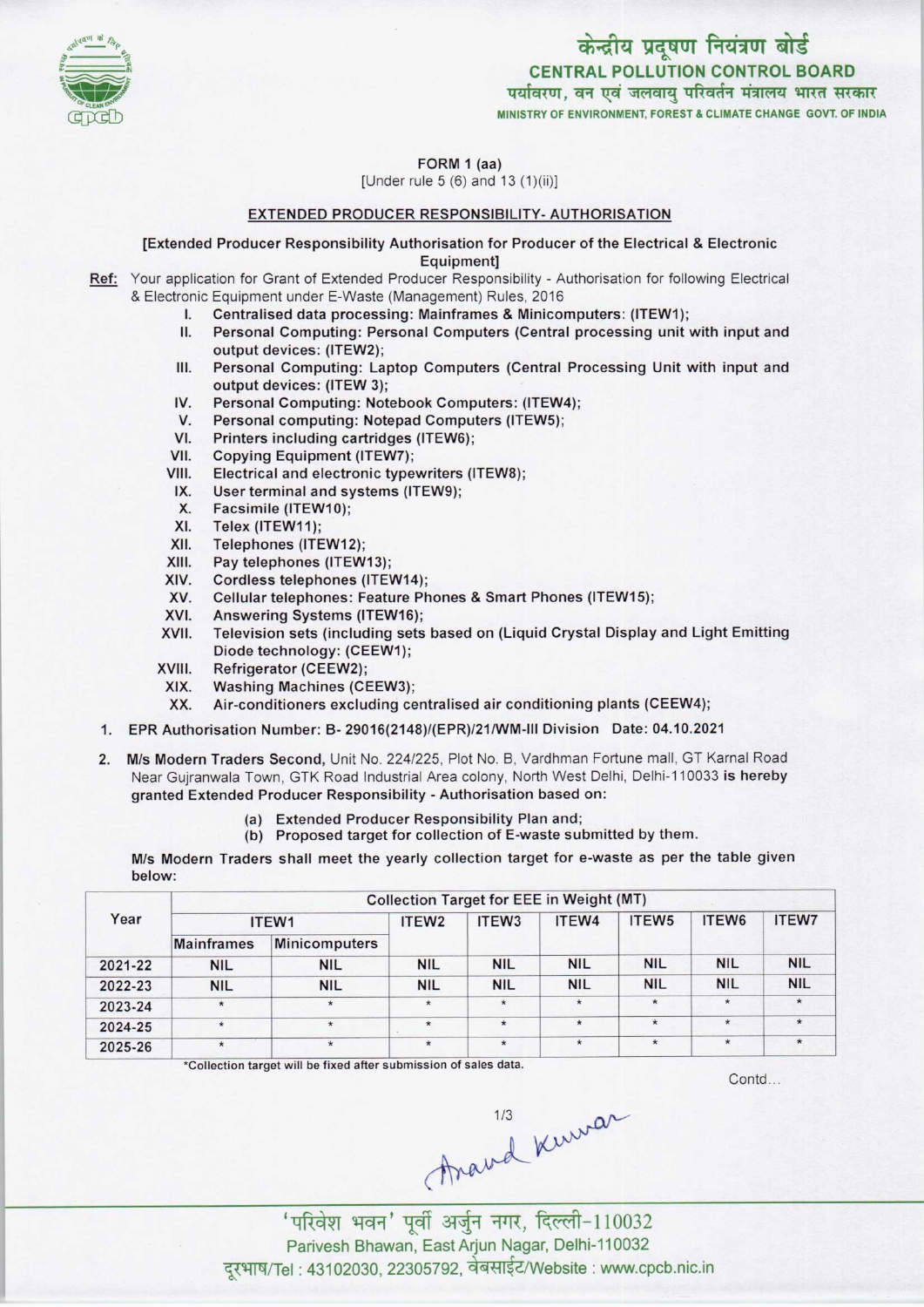केन्द्रीय प्रदूषण नियंत्रण बोर्ड
**CENTRAL POLLUTION CONTROL BOARD**
पर्यावरण, वन एवं जलवायु परिवर्तन मंत्रालय भारत सरकार
MINISTRY OF ENVIRONMENT, FOREST & CLIMATE CHANGE GOVT. OF INDIA

**FORM 1 (aa)**
[Under rule 5 (6) and 13 (1)(ii)]

**EXTENDED PRODUCER RESPONSIBILITY- AUTHORISATION**

**[Extended Producer Responsibility Authorisation for Producer of the Electrical & Electronic Equipment]**

**Ref:** Your application for Grant of Extended Producer Responsibility - Authorisation for following Electrical & Electronic Equipment under E-Waste (Management) Rules, 2016

I. **Centralised data processing: Mainframes & Minicomputers: (ITEW1);**
II. **Personal Computing: Personal Computers (Central processing unit with input and output devices: (ITEW2);**
III. **Personal Computing: Laptop Computers (Central Processing Unit with input and output devices: (ITEW 3);**
IV. **Personal Computing: Notebook Computers: (ITEW4);**
V. **Personal computing: Notepad Computers (ITEW5);**
VI. **Printers including cartridges (ITEW6);**
VII. **Copying Equipment (ITEW7);**
VIII. **Electrical and electronic typewriters (ITEW8);**
IX. **User terminal and systems (ITEW9);**
X. **Facsimile (ITEW10);**
XI. **Telex (ITEW11);**
XII. **Telephones (ITEW12);**
XIII. **Pay telephones (ITEW13);**
XIV. **Cordless telephones (ITEW14);**
XV. **Cellular telephones: Feature Phones & Smart Phones (ITEW15);**
XVI. **Answering Systems (ITEW16);**
XVII. **Television sets (including sets based on (Liquid Crystal Display and Light Emitting Diode technology: (CEEW1);**
XVIII. **Refrigerator (CEEW2);**
XIX. **Washing Machines (CEEW3);**
XX. **Air-conditioners excluding centralised air conditioning plants (CEEW4);**

1. **EPR Authorisation Number: B- 29016(2148)/(EPR)/21/WM-III Division Date: 04.10.2021**

2. **M/s Modern Traders Second,** Unit No. 224/225, Plot No. B, Vardhman Fortune mall, GT Karnal Road Near Gujranwala Town, GTK Road Industrial Area colony, North West Delhi, Delhi-110033 **is hereby granted Extended Producer Responsibility - Authorisation based on:**

   (a) Extended Producer Responsibility Plan and;
   (b) Proposed target for collection of E-waste submitted by them.

**M/s Modern Traders shall meet the yearly collection target for e-waste as per the table given below:**

| Year | Collection Target for EEE in Weight (MT) | | | | | | | |
|---|---|---|---|---|---|---|---|---|
| | ITEW1 | | ITEW2 | ITEW3 | ITEW4 | ITEW5 | ITEW6 | ITEW7 |
| | Mainframes | Minicomputers | | | | | | |
| 2021-22 | NIL | NIL | NIL | NIL | NIL | NIL | NIL | NIL |
| 2022-23 | NIL | NIL | NIL | NIL | NIL | NIL | NIL | NIL |
| 2023-24 | * | * | * | * | * | * | * | * |
| 2024-25 | * | * | * | * | * | * | * | * |
| 2025-26 | * | * | * | * | * | * | * | * |

*Collection target will be fixed after submission of sales data.

Contd...

Anand Kumar

'परिवेश भवन' पूर्वी अर्जुन नगर, दिल्ली-110032
Parivesh Bhawan, East Arjun Nagar, Delhi-110032
दूरभाष/Tel : 43102030, 22305792, वेबसाईट/Website : www.cpcb.nic.in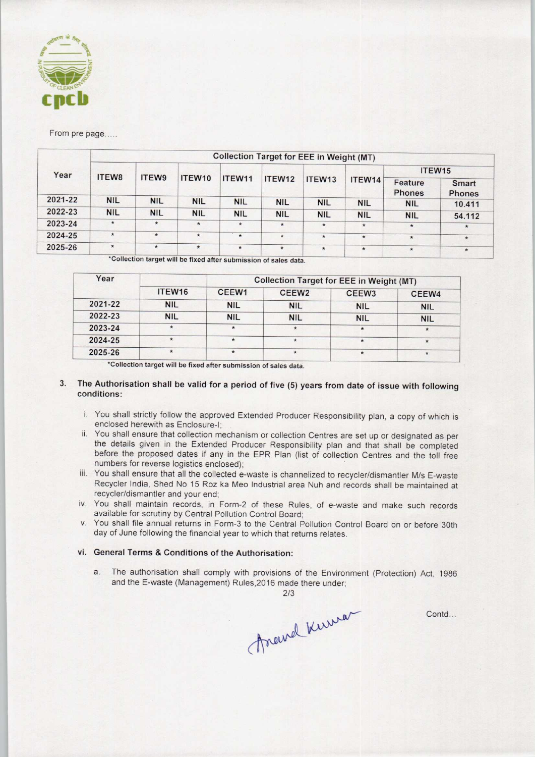From pre page.....

| Year | Collection Target for EEE in Weight (MT) | | | | | | | | |
|---|---|---|---|---|---|---|---|---|---|
| | ITEW8 | ITEW9 | ITEW10 | ITEW11 | ITEW12 | ITEW13 | ITEW14 | ITEW15 | |
| | | | | | | | | Feature Phones | Smart Phones |
| 2021-22 | NIL | NIL | NIL | NIL | NIL | NIL | NIL | NIL | 10.411 |
| 2022-23 | NIL | NIL | NIL | NIL | NIL | NIL | NIL | NIL | 54.112 |
| 2023-24 | * | * | * | * | * | * | * | * | * |
| 2024-25 | * | * | * | * | * | * | * | * | * |
| 2025-26 | * | * | * | * | * | * | * | * | * |

*Collection target will be fixed after submission of sales data.

| Year | | Collection Target for EEE in Weight (MT) | | | |
|---|---|---|---|---|---|
| | ITEW16 | CEEW1 | CEEW2 | CEEW3 | CEEW4 |
| 2021-22 | NIL | NIL | NIL | NIL | NIL |
| 2022-23 | NIL | NIL | NIL | NIL | NIL |
| 2023-24 | * | * | * | * | * |
| 2024-25 | * | * | * | * | * |
| 2025-26 | * | * | * | * | * |

*Collection target will be fixed after submission of sales data.

3. **The Authorisation shall be valid for a period of five (5) years from date of issue with following conditions:**

   i. You shall strictly follow the approved Extended Producer Responsibility plan, a copy of which is enclosed herewith as Enclosure-I;

   ii. You shall ensure that collection mechanism or collection Centres are set up or designated as per the details given in the Extended Producer Responsibility plan and that shall be completed before the proposed dates if any in the EPR Plan (list of collection Centres and the toll free numbers for reverse logistics enclosed);

   iii. You shall ensure that all the collected e-waste is channelized to recycler/dismantler M/s E-waste Recycler India, Shed No 15 Roz ka Meo Industrial area Nuh and records shall be maintained at recycler/dismantler and your end;

   iv. You shall maintain records, in Form-2 of these Rules, of e-waste and make such records available for scrutiny by Central Pollution Control Board;

   v. You shall file annual returns in Form-3 to the Central Pollution Control Board on or before 30th day of June following the financial year to which that returns relates.

   vi. **General Terms & Conditions of the Authorisation:**

      a. The authorisation shall comply with provisions of the Environment (Protection) Act, 1986 and the E-waste (Management) Rules,2016 made there under;

Anand Kumar

Contd...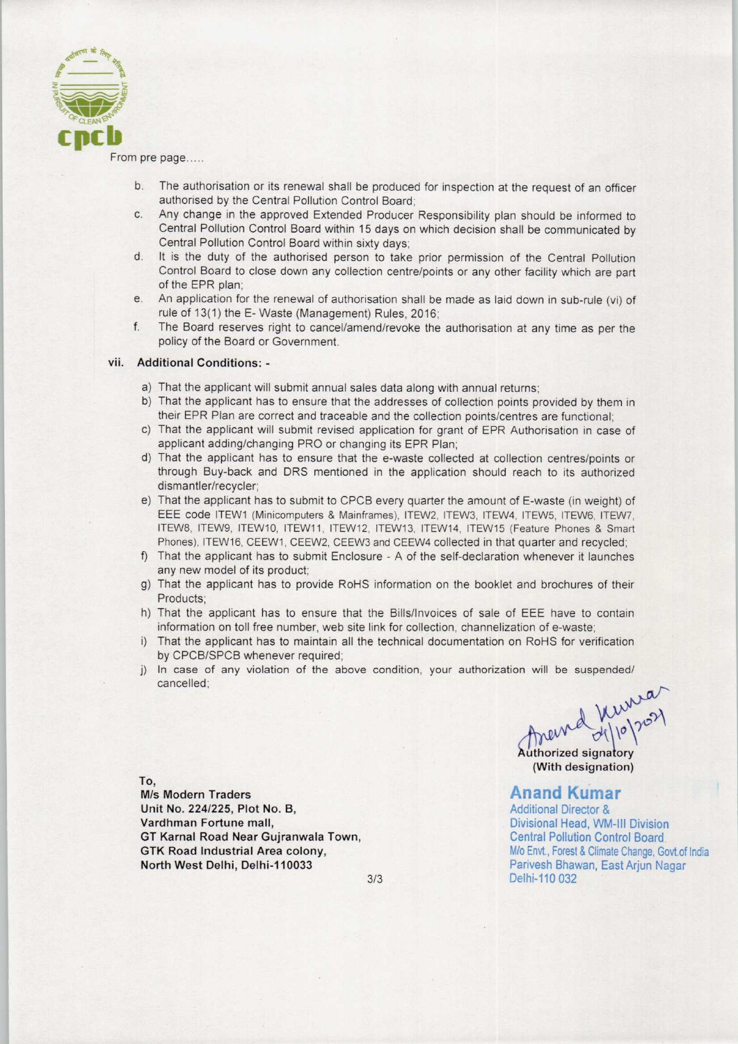From pre page.....

b. The authorisation or its renewal shall be produced for inspection at the request of an officer authorised by the Central Pollution Control Board;
c. Any change in the approved Extended Producer Responsibility plan should be informed to Central Pollution Control Board within 15 days on which decision shall be communicated by Central Pollution Control Board within sixty days;
d. It is the duty of the authorised person to take prior permission of the Central Pollution Control Board to close down any collection centre/points or any other facility which are part of the EPR plan;
e. An application for the renewal of authorisation shall be made as laid down in sub-rule (vi) of rule of 13(1) the E- Waste (Management) Rules, 2016;
f. The Board reserves right to cancel/amend/revoke the authorisation at any time as per the policy of the Board or Government.

**vii. Additional Conditions: -**

a) That the applicant will submit annual sales data along with annual returns;
b) That the applicant has to ensure that the addresses of collection points provided by them in their EPR Plan are correct and traceable and the collection points/centres are functional;
c) That the applicant will submit revised application for grant of EPR Authorisation in case of applicant adding/changing PRO or changing its EPR Plan;
d) That the applicant has to ensure that the e-waste collected at collection centres/points or through Buy-back and DRS mentioned in the application should reach to its authorized dismantler/recycler;
e) That the applicant has to submit to CPCB every quarter the amount of E-waste (in weight) of EEE code ITEW1 (Minicomputers & Mainframes), ITEW2, ITEW3, ITEW4, ITEW5, ITEW6, ITEW7, ITEW8, ITEW9, ITEW10, ITEW11, ITEW12, ITEW13, ITEW14, ITEW15 (Feature Phones & Smart Phones), ITEW16, CEEW1, CEEW2, CEEW3 and CEEW4 collected in that quarter and recycled;
f) That the applicant has to submit Enclosure - A of the self-declaration whenever it launches any new model of its product;
g) That the applicant has to provide RoHS information on the booklet and brochures of their Products;
h) That the applicant has to ensure that the Bills/Invoices of sale of EEE have to contain information on toll free number, web site link for collection, channelization of e-waste;
i) That the applicant has to maintain all the technical documentation on RoHS for verification by CPCB/SPCB whenever required;
j) In case of any violation of the above condition, your authorization will be suspended/ cancelled;

Anand Kumar 01/10/2021

Authorized signatory
(With designation)

**Anand Kumar**
Additional Director &
Divisional Head, WM-III Division
Central Pollution Control Board
M/o Envt., Forest & Climate Change, Govt.of India
Parivesh Bhawan, East Arjun Nagar
Delhi-110 032

To,
**M/s Modern Traders**
**Unit No. 224/225, Plot No. B,**
**Vardhman Fortune mall,**
**GT Karnal Road Near Gujranwala Town,**
**GTK Road Industrial Area colony,**
**North West Delhi, Delhi-110033**